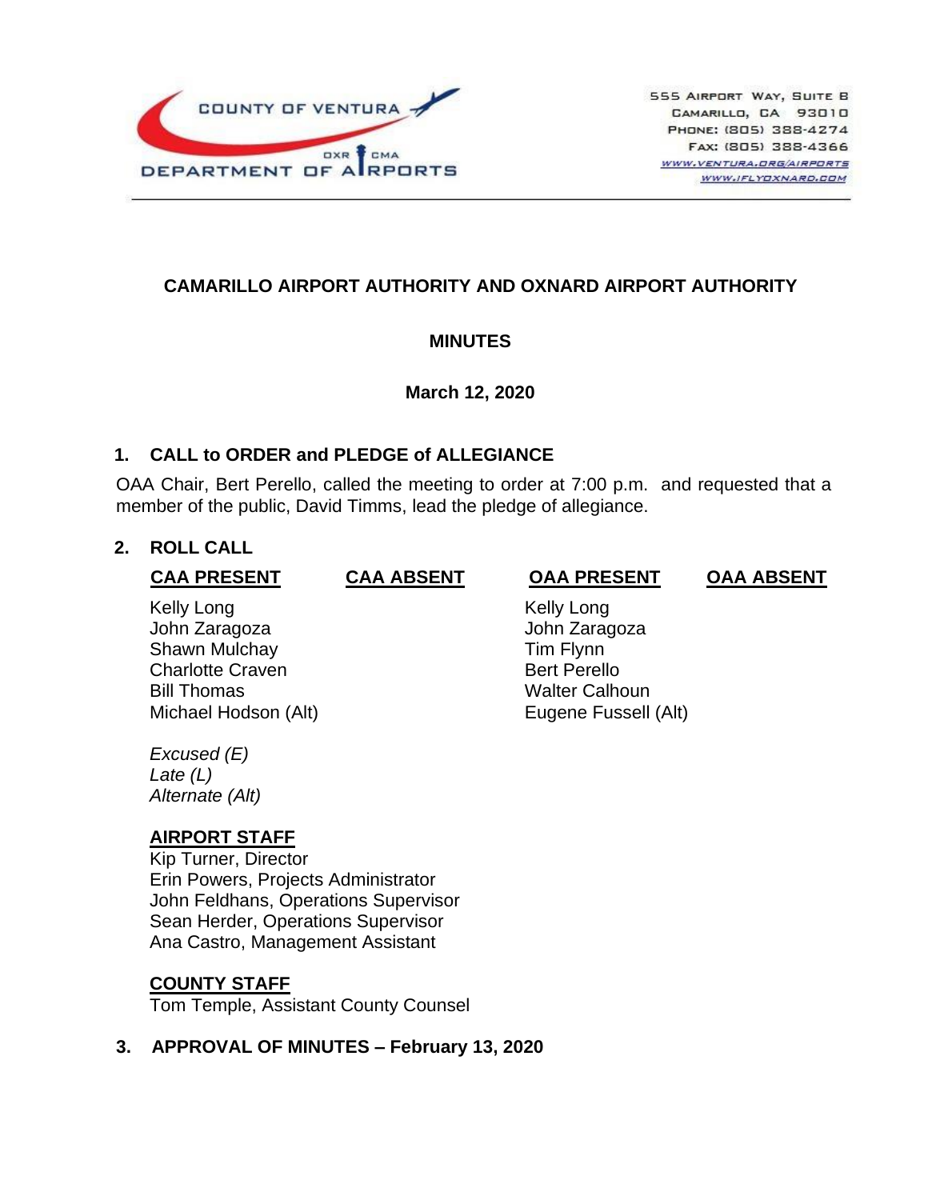COUNTY OF VENTURA
DEPARTMENT OF AIRPORTS
OXR CMA

555 Airport Way, Suite B
Camarillo, CA 93010
Phone: (805) 388-4274
Fax: (805) 388-4366
www.ventura.org/airports
www.iflyoxnard.com

## CAMARILLO AIRPORT AUTHORITY AND OXNARD AIRPORT AUTHORITY

## MINUTES

**March 12, 2020**

### 1. CALL to ORDER and PLEDGE of ALLEGIANCE

OAA Chair, Bert Perello, called the meeting to order at 7:00 p.m. and requested that a member of the public, David Timms, lead the pledge of allegiance.

### 2. ROLL CALL

| CAA PRESENT | CAA ABSENT | OAA PRESENT | OAA ABSENT |
|---|---|---|---|
| Kelly Long | | Kelly Long | |
| John Zaragoza | | John Zaragoza | |
| Shawn Mulchay | | Tim Flynn | |
| Charlotte Craven | | Bert Perello | |
| Bill Thomas | | Walter Calhoun | |
| Michael Hodson (Alt) | | Eugene Fussell (Alt) | |

*Excused (E)*
*Late (L)*
*Alternate (Alt)*

**AIRPORT STAFF**
Kip Turner, Director
Erin Powers, Projects Administrator
John Feldhans, Operations Supervisor
Sean Herder, Operations Supervisor
Ana Castro, Management Assistant

**COUNTY STAFF**
Tom Temple, Assistant County Counsel

### 3. APPROVAL OF MINUTES – February 13, 2020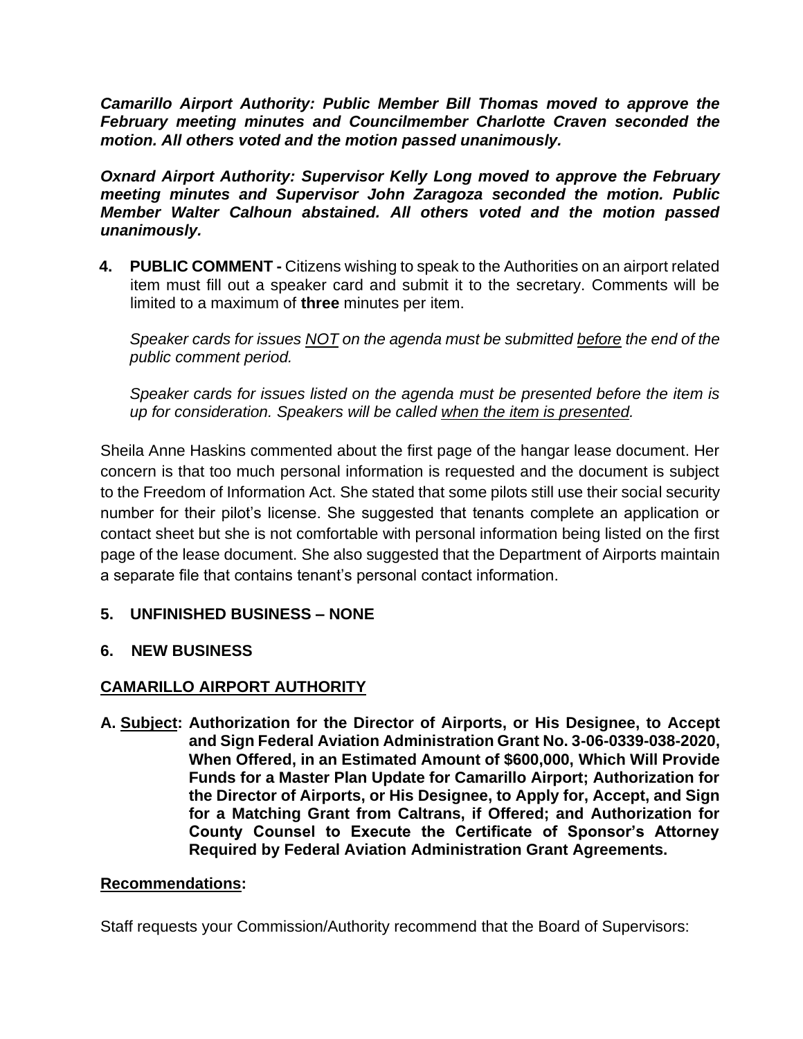***Camarillo Airport Authority: Public Member Bill Thomas moved to approve the February meeting minutes and Councilmember Charlotte Craven seconded the motion. All others voted and the motion passed unanimously.***

***Oxnard Airport Authority: Supervisor Kelly Long moved to approve the February meeting minutes and Supervisor John Zaragoza seconded the motion. Public Member Walter Calhoun abstained. All others voted and the motion passed unanimously.***

**4. PUBLIC COMMENT -** Citizens wishing to speak to the Authorities on an airport related item must fill out a speaker card and submit it to the secretary. Comments will be limited to a maximum of **three** minutes per item.

*Speaker cards for issues <u>NOT</u> on the agenda must be submitted <u>before</u> the end of the public comment period.*

*Speaker cards for issues listed on the agenda must be presented before the item is up for consideration. Speakers will be called <u>when the item is presented</u>.*

Sheila Anne Haskins commented about the first page of the hangar lease document. Her concern is that too much personal information is requested and the document is subject to the Freedom of Information Act. She stated that some pilots still use their social security number for their pilot's license. She suggested that tenants complete an application or contact sheet but she is not comfortable with personal information being listed on the first page of the lease document. She also suggested that the Department of Airports maintain a separate file that contains tenant's personal contact information.

**5. UNFINISHED BUSINESS – NONE**

**6. NEW BUSINESS**

**<u>CAMARILLO AIRPORT AUTHORITY</u>**

**A. <u>Subject</u>: Authorization for the Director of Airports, or His Designee, to Accept and Sign Federal Aviation Administration Grant No. 3-06-0339-038-2020, When Offered, in an Estimated Amount of $600,000, Which Will Provide Funds for a Master Plan Update for Camarillo Airport; Authorization for the Director of Airports, or His Designee, to Apply for, Accept, and Sign for a Matching Grant from Caltrans, if Offered; and Authorization for County Counsel to Execute the Certificate of Sponsor's Attorney Required by Federal Aviation Administration Grant Agreements.**

**<u>Recommendations</u>:**

Staff requests your Commission/Authority recommend that the Board of Supervisors: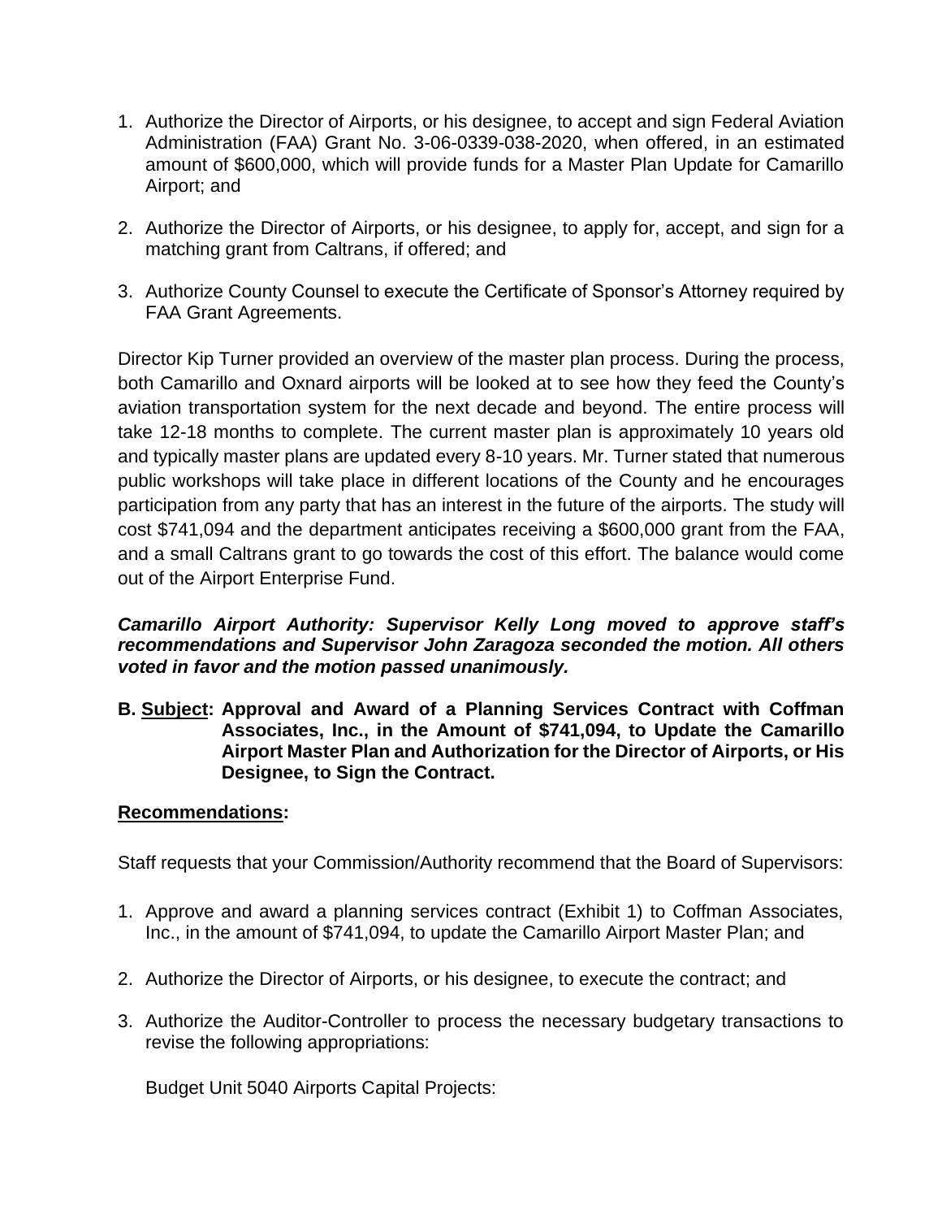1. Authorize the Director of Airports, or his designee, to accept and sign Federal Aviation Administration (FAA) Grant No. 3-06-0339-038-2020, when offered, in an estimated amount of $600,000, which will provide funds for a Master Plan Update for Camarillo Airport; and

2. Authorize the Director of Airports, or his designee, to apply for, accept, and sign for a matching grant from Caltrans, if offered; and

3. Authorize County Counsel to execute the Certificate of Sponsor's Attorney required by FAA Grant Agreements.

Director Kip Turner provided an overview of the master plan process. During the process, both Camarillo and Oxnard airports will be looked at to see how they feed the County's aviation transportation system for the next decade and beyond. The entire process will take 12-18 months to complete. The current master plan is approximately 10 years old and typically master plans are updated every 8-10 years. Mr. Turner stated that numerous public workshops will take place in different locations of the County and he encourages participation from any party that has an interest in the future of the airports. The study will cost $741,094 and the department anticipates receiving a $600,000 grant from the FAA, and a small Caltrans grant to go towards the cost of this effort. The balance would come out of the Airport Enterprise Fund.

***Camarillo Airport Authority: Supervisor Kelly Long moved to approve staff's recommendations and Supervisor John Zaragoza seconded the motion. All others voted in favor and the motion passed unanimously.***

**B. <u>Subject</u>: Approval and Award of a Planning Services Contract with Coffman Associates, Inc., in the Amount of $741,094, to Update the Camarillo Airport Master Plan and Authorization for the Director of Airports, or His Designee, to Sign the Contract.**

**<u>Recommendations</u>:**

Staff requests that your Commission/Authority recommend that the Board of Supervisors:

1. Approve and award a planning services contract (Exhibit 1) to Coffman Associates, Inc., in the amount of $741,094, to update the Camarillo Airport Master Plan; and

2. Authorize the Director of Airports, or his designee, to execute the contract; and

3. Authorize the Auditor-Controller to process the necessary budgetary transactions to revise the following appropriations:

   Budget Unit 5040 Airports Capital Projects: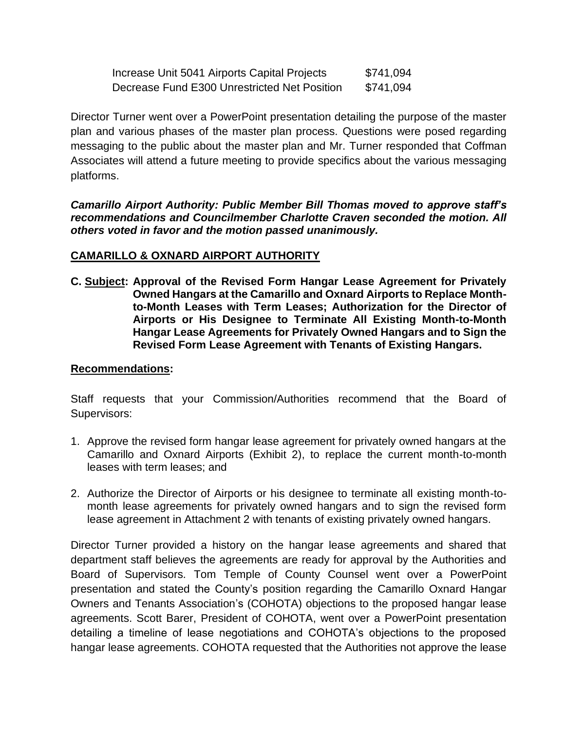| | |
|---|---|
| Increase Unit 5041 Airports Capital Projects | $741,094 |
| Decrease Fund E300 Unrestricted Net Position | $741,094 |

Director Turner went over a PowerPoint presentation detailing the purpose of the master plan and various phases of the master plan process. Questions were posed regarding messaging to the public about the master plan and Mr. Turner responded that Coffman Associates will attend a future meeting to provide specifics about the various messaging platforms.

***Camarillo Airport Authority: Public Member Bill Thomas moved to approve staff's recommendations and Councilmember Charlotte Craven seconded the motion. All others voted in favor and the motion passed unanimously.***

## CAMARILLO & OXNARD AIRPORT AUTHORITY

**C. Subject: Approval of the Revised Form Hangar Lease Agreement for Privately Owned Hangars at the Camarillo and Oxnard Airports to Replace Month-to-Month Leases with Term Leases; Authorization for the Director of Airports or His Designee to Terminate All Existing Month-to-Month Hangar Lease Agreements for Privately Owned Hangars and to Sign the Revised Form Lease Agreement with Tenants of Existing Hangars.**

**Recommendations:**

Staff requests that your Commission/Authorities recommend that the Board of Supervisors:

1. Approve the revised form hangar lease agreement for privately owned hangars at the Camarillo and Oxnard Airports (Exhibit 2), to replace the current month-to-month leases with term leases; and
2. Authorize the Director of Airports or his designee to terminate all existing month-to-month lease agreements for privately owned hangars and to sign the revised form lease agreement in Attachment 2 with tenants of existing privately owned hangars.

Director Turner provided a history on the hangar lease agreements and shared that department staff believes the agreements are ready for approval by the Authorities and Board of Supervisors. Tom Temple of County Counsel went over a PowerPoint presentation and stated the County's position regarding the Camarillo Oxnard Hangar Owners and Tenants Association's (COHOTA) objections to the proposed hangar lease agreements. Scott Barer, President of COHOTA, went over a PowerPoint presentation detailing a timeline of lease negotiations and COHOTA's objections to the proposed hangar lease agreements. COHOTA requested that the Authorities not approve the lease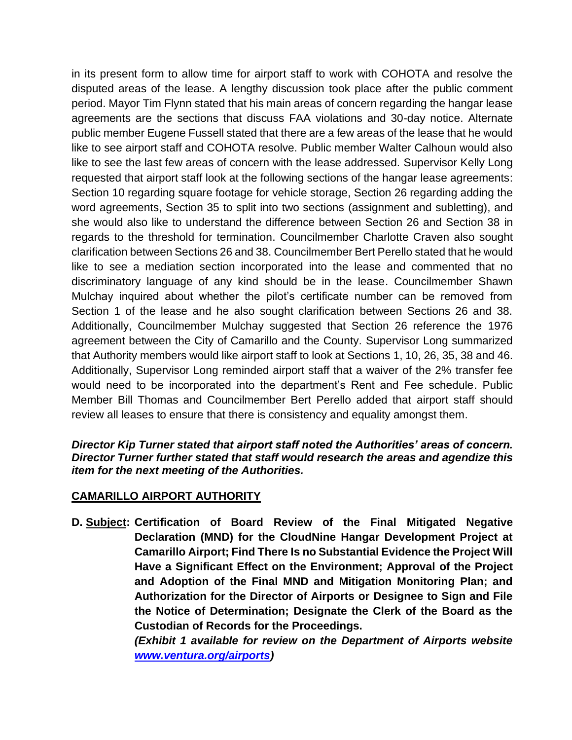in its present form to allow time for airport staff to work with COHOTA and resolve the disputed areas of the lease. A lengthy discussion took place after the public comment period. Mayor Tim Flynn stated that his main areas of concern regarding the hangar lease agreements are the sections that discuss FAA violations and 30-day notice. Alternate public member Eugene Fussell stated that there are a few areas of the lease that he would like to see airport staff and COHOTA resolve. Public member Walter Calhoun would also like to see the last few areas of concern with the lease addressed. Supervisor Kelly Long requested that airport staff look at the following sections of the hangar lease agreements: Section 10 regarding square footage for vehicle storage, Section 26 regarding adding the word agreements, Section 35 to split into two sections (assignment and subletting), and she would also like to understand the difference between Section 26 and Section 38 in regards to the threshold for termination. Councilmember Charlotte Craven also sought clarification between Sections 26 and 38. Councilmember Bert Perello stated that he would like to see a mediation section incorporated into the lease and commented that no discriminatory language of any kind should be in the lease. Councilmember Shawn Mulchay inquired about whether the pilot's certificate number can be removed from Section 1 of the lease and he also sought clarification between Sections 26 and 38. Additionally, Councilmember Mulchay suggested that Section 26 reference the 1976 agreement between the City of Camarillo and the County. Supervisor Long summarized that Authority members would like airport staff to look at Sections 1, 10, 26, 35, 38 and 46. Additionally, Supervisor Long reminded airport staff that a waiver of the 2% transfer fee would need to be incorporated into the department's Rent and Fee schedule. Public Member Bill Thomas and Councilmember Bert Perello added that airport staff should review all leases to ensure that there is consistency and equality amongst them.

***Director Kip Turner stated that airport staff noted the Authorities' areas of concern. Director Turner further stated that staff would research the areas and agendize this item for the next meeting of the Authorities.***

## CAMARILLO AIRPORT AUTHORITY

**D. Subject: Certification of Board Review of the Final Mitigated Negative Declaration (MND) for the CloudNine Hangar Development Project at Camarillo Airport; Find There Is no Substantial Evidence the Project Will Have a Significant Effect on the Environment; Approval of the Project and Adoption of the Final MND and Mitigation Monitoring Plan; and Authorization for the Director of Airports or Designee to Sign and File the Notice of Determination; Designate the Clerk of the Board as the Custodian of Records for the Proceedings.**

***(Exhibit 1 available for review on the Department of Airports website www.ventura.org/airports)***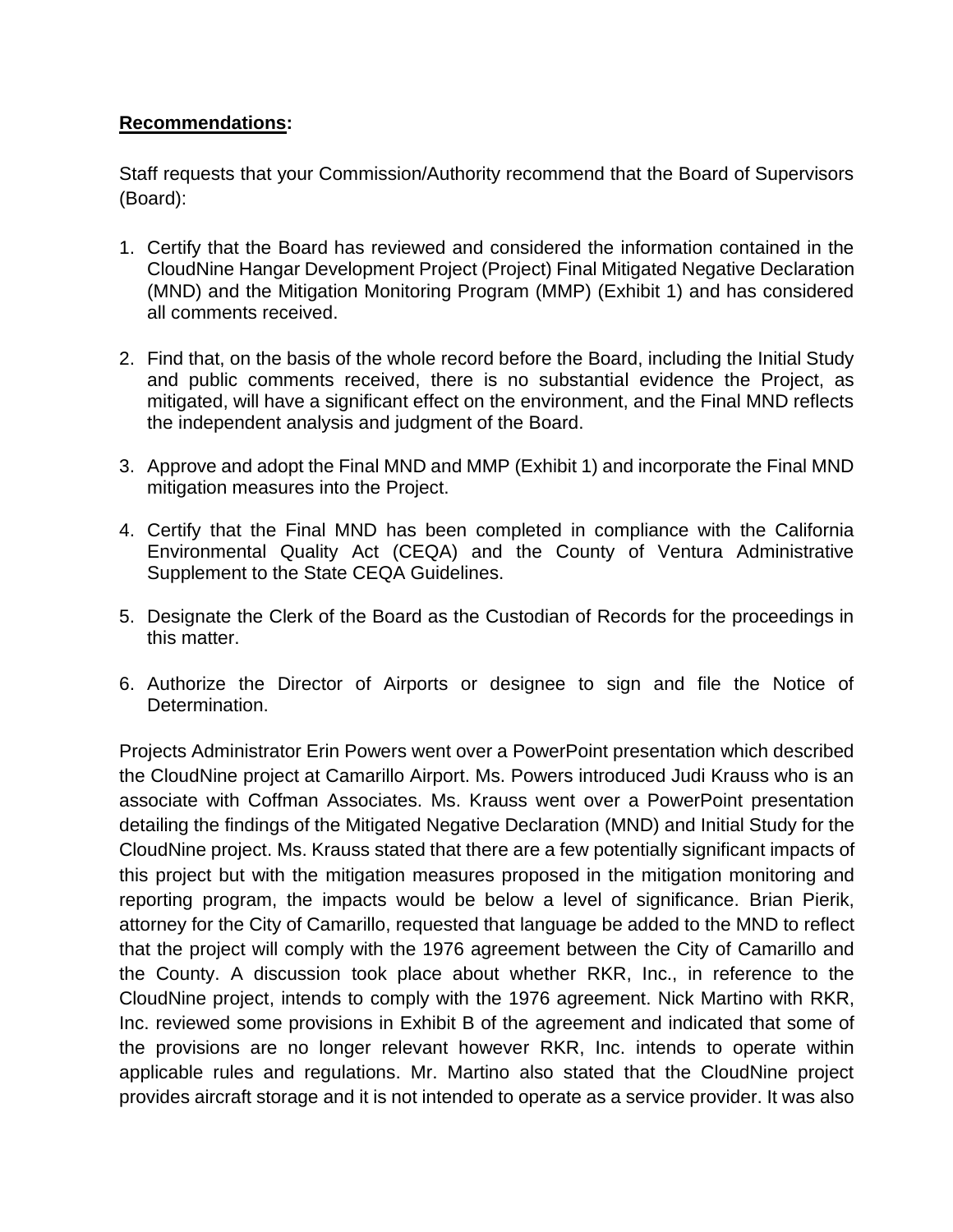**Recommendations:**

Staff requests that your Commission/Authority recommend that the Board of Supervisors (Board):

1. Certify that the Board has reviewed and considered the information contained in the CloudNine Hangar Development Project (Project) Final Mitigated Negative Declaration (MND) and the Mitigation Monitoring Program (MMP) (Exhibit 1) and has considered all comments received.

2. Find that, on the basis of the whole record before the Board, including the Initial Study and public comments received, there is no substantial evidence the Project, as mitigated, will have a significant effect on the environment, and the Final MND reflects the independent analysis and judgment of the Board.

3. Approve and adopt the Final MND and MMP (Exhibit 1) and incorporate the Final MND mitigation measures into the Project.

4. Certify that the Final MND has been completed in compliance with the California Environmental Quality Act (CEQA) and the County of Ventura Administrative Supplement to the State CEQA Guidelines.

5. Designate the Clerk of the Board as the Custodian of Records for the proceedings in this matter.

6. Authorize the Director of Airports or designee to sign and file the Notice of Determination.

Projects Administrator Erin Powers went over a PowerPoint presentation which described the CloudNine project at Camarillo Airport. Ms. Powers introduced Judi Krauss who is an associate with Coffman Associates. Ms. Krauss went over a PowerPoint presentation detailing the findings of the Mitigated Negative Declaration (MND) and Initial Study for the CloudNine project. Ms. Krauss stated that there are a few potentially significant impacts of this project but with the mitigation measures proposed in the mitigation monitoring and reporting program, the impacts would be below a level of significance. Brian Pierik, attorney for the City of Camarillo, requested that language be added to the MND to reflect that the project will comply with the 1976 agreement between the City of Camarillo and the County. A discussion took place about whether RKR, Inc., in reference to the CloudNine project, intends to comply with the 1976 agreement. Nick Martino with RKR, Inc. reviewed some provisions in Exhibit B of the agreement and indicated that some of the provisions are no longer relevant however RKR, Inc. intends to operate within applicable rules and regulations. Mr. Martino also stated that the CloudNine project provides aircraft storage and it is not intended to operate as a service provider. It was also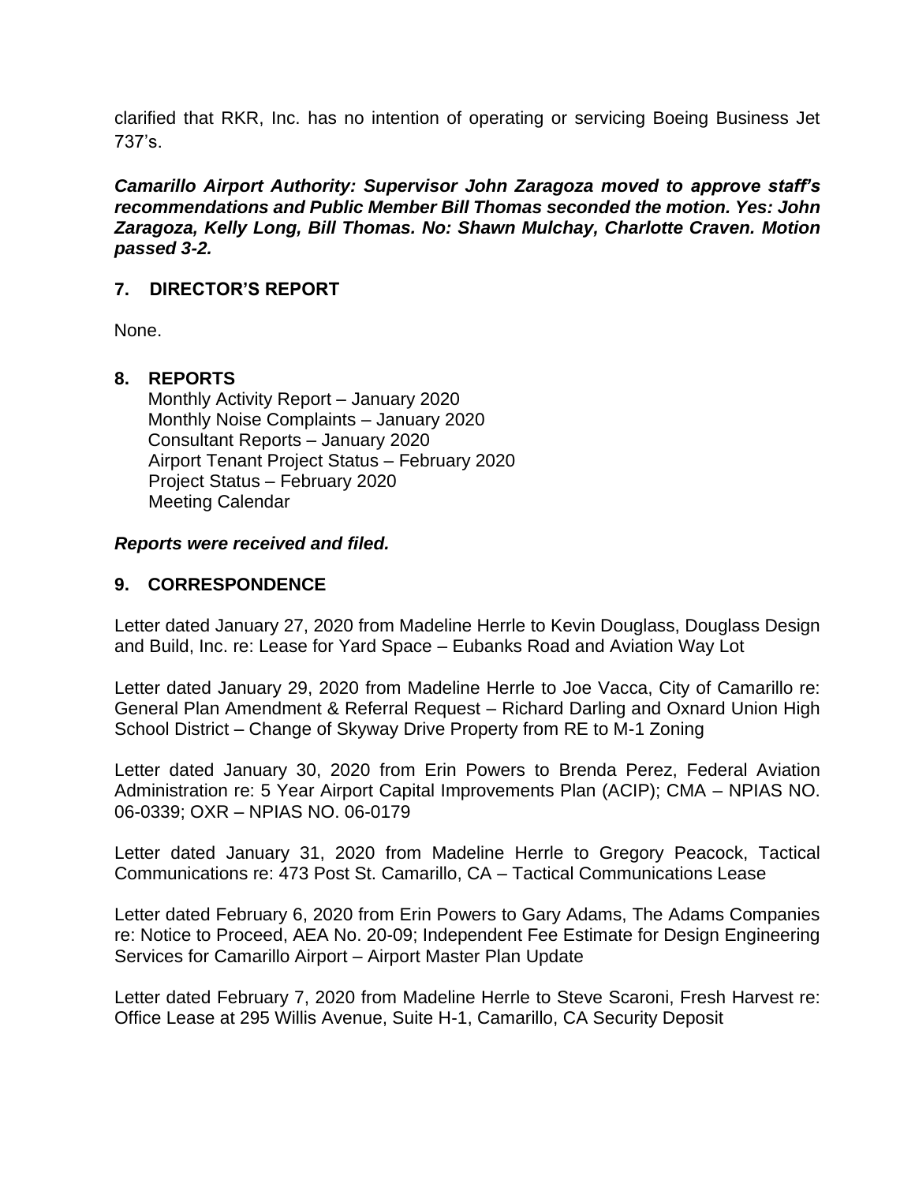clarified that RKR, Inc. has no intention of operating or servicing Boeing Business Jet 737's.

***Camarillo Airport Authority: Supervisor John Zaragoza moved to approve staff's recommendations and Public Member Bill Thomas seconded the motion. Yes: John Zaragoza, Kelly Long, Bill Thomas. No: Shawn Mulchay, Charlotte Craven. Motion passed 3-2.***

## 7. DIRECTOR'S REPORT

None.

## 8. REPORTS

Monthly Activity Report – January 2020
Monthly Noise Complaints – January 2020
Consultant Reports – January 2020
Airport Tenant Project Status – February 2020
Project Status – February 2020
Meeting Calendar

***Reports were received and filed.***

## 9. CORRESPONDENCE

Letter dated January 27, 2020 from Madeline Herrle to Kevin Douglass, Douglass Design and Build, Inc. re: Lease for Yard Space – Eubanks Road and Aviation Way Lot

Letter dated January 29, 2020 from Madeline Herrle to Joe Vacca, City of Camarillo re: General Plan Amendment & Referral Request – Richard Darling and Oxnard Union High School District – Change of Skyway Drive Property from RE to M-1 Zoning

Letter dated January 30, 2020 from Erin Powers to Brenda Perez, Federal Aviation Administration re: 5 Year Airport Capital Improvements Plan (ACIP); CMA – NPIAS NO. 06-0339; OXR – NPIAS NO. 06-0179

Letter dated January 31, 2020 from Madeline Herrle to Gregory Peacock, Tactical Communications re: 473 Post St. Camarillo, CA – Tactical Communications Lease

Letter dated February 6, 2020 from Erin Powers to Gary Adams, The Adams Companies re: Notice to Proceed, AEA No. 20-09; Independent Fee Estimate for Design Engineering Services for Camarillo Airport – Airport Master Plan Update

Letter dated February 7, 2020 from Madeline Herrle to Steve Scaroni, Fresh Harvest re: Office Lease at 295 Willis Avenue, Suite H-1, Camarillo, CA Security Deposit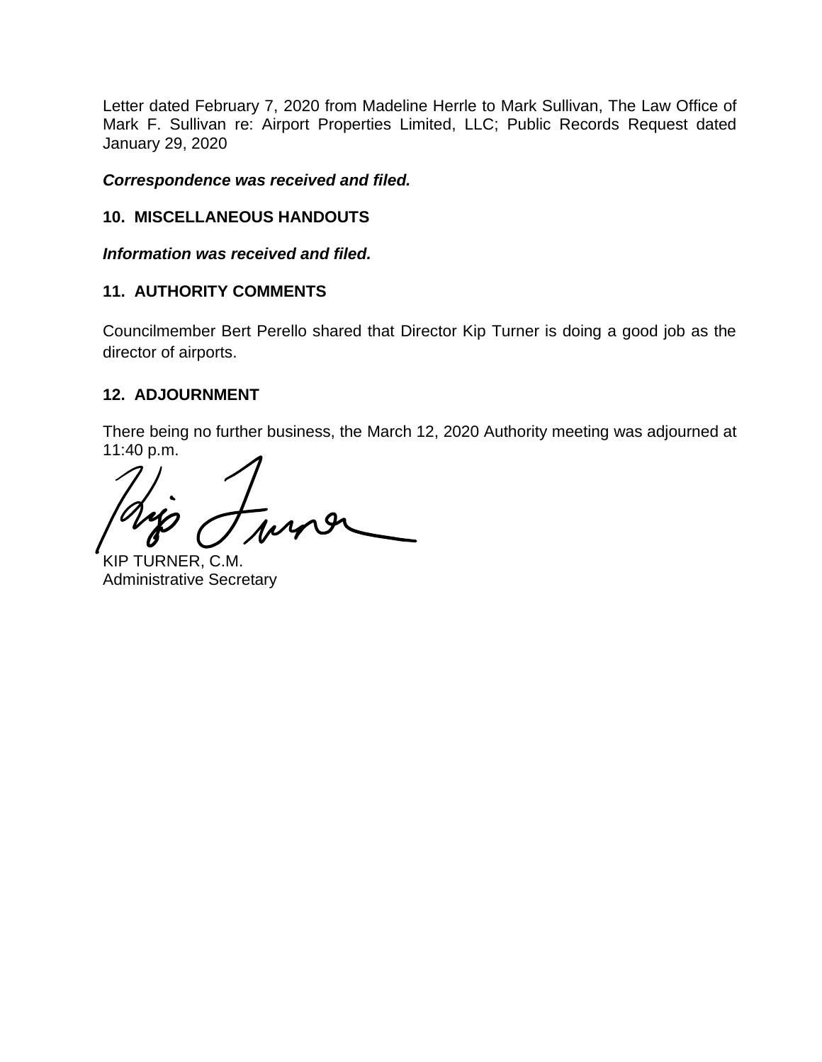Letter dated February 7, 2020 from Madeline Herrle to Mark Sullivan, The Law Office of Mark F. Sullivan re: Airport Properties Limited, LLC; Public Records Request dated January 29, 2020

***Correspondence was received and filed.***

## 10. MISCELLANEOUS HANDOUTS

***Information was received and filed.***

## 11. AUTHORITY COMMENTS

Councilmember Bert Perello shared that Director Kip Turner is doing a good job as the director of airports.

## 12. ADJOURNMENT

There being no further business, the March 12, 2020 Authority meeting was adjourned at 11:40 p.m.

KIP TURNER, C.M.
Administrative Secretary